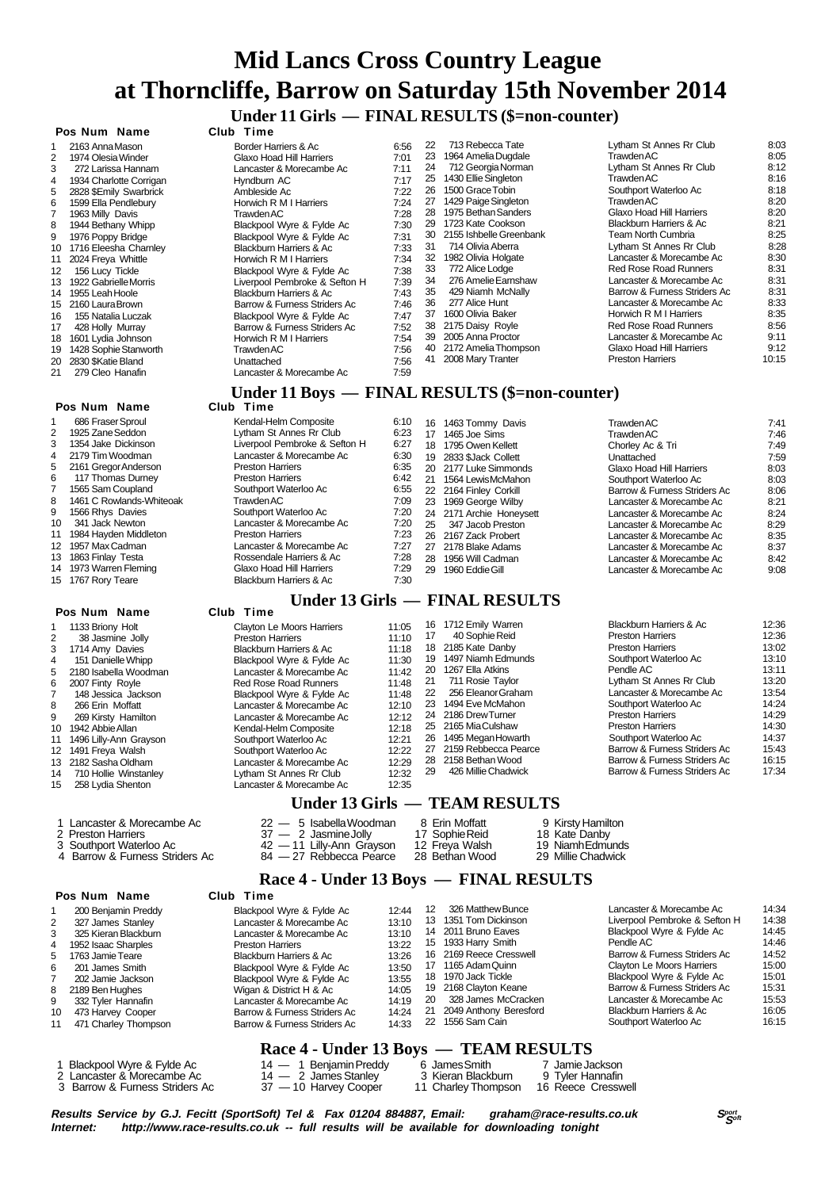# Mid Lancs Cross Country League at Thorncliffe, Barrow on Saturday 15th November 2014

## Under 11 Girls — FINAL RESULTS ($=non-counter)

| Pos | Num | Name | Club | Time |
|---|---|---|---|---|
| 1 | 2163 | Anna Mason | Border Harriers & Ac | 6:56 |
| 2 | 1974 | Olesia Winder | Glaxo Hoad Hill Harriers | 7:01 |
| 3 | 272 | Larissa Hannam | Lancaster & Morecambe Ac | 7:11 |
| 4 | 1934 | Charlotte Corrigan | Hyndburn AC | 7:17 |
| 5 | 2828 | $Emily Swarbrick | Ambleside Ac | 7:22 |
| 6 | 1599 | Ella Pendlebury | Horwich R M I Harriers | 7:24 |
| 7 | 1963 | Milly Davis | Trawden AC | 7:28 |
| 8 | 1944 | Bethany Whipp | Blackpool Wyre & Fylde Ac | 7:30 |
| 9 | 1976 | Poppy Bridge | Blackpool Wyre & Fylde Ac | 7:31 |
| 10 | 1716 | Eleesha Charnley | Blackburn Harriers & Ac | 7:33 |
| 11 | 2024 | Freya Whittle | Horwich R M I Harriers | 7:34 |
| 12 | 156 | Lucy Tickle | Blackpool Wyre & Fylde Ac | 7:38 |
| 13 | 1922 | Gabrielle Morris | Liverpool Pembroke & Sefton H | 7:39 |
| 14 | 1955 | Leah Hoole | Blackburn Harriers & Ac | 7:43 |
| 15 | 2160 | Laura Brown | Barrow & Furness Striders Ac | 7:46 |
| 16 | 155 | Natalia Luczak | Blackpool Wyre & Fylde Ac | 7:47 |
| 17 | 428 | Holly Murray | Barrow & Furness Striders Ac | 7:52 |
| 18 | 1601 | Lydia Johnson | Horwich R M I Harriers | 7:54 |
| 19 | 1428 | Sophie Stanworth | Trawden AC | 7:56 |
| 20 | 2830 | $Katie Bland | Unattached | 7:56 |
| 21 | 279 | Cleo Hanafin | Lancaster & Morecambe Ac | 7:59 |
| 22 | 713 | Rebecca Tate | Lytham St Annes Rr Club | 8:03 |
| 23 | 1964 | Amelia Dugdale | Trawden AC | 8:05 |
| 24 | 712 | Georgia Norman | Lytham St Annes Rr Club | 8:12 |
| 25 | 1430 | Ellie Singleton | Trawden AC | 8:16 |
| 26 | 1500 | Grace Tobin | Southport Waterloo Ac | 8:18 |
| 27 | 1429 | Paige Singleton | Trawden AC | 8:20 |
| 28 | 1975 | Bethan Sanders | Glaxo Hoad Hill Harriers | 8:20 |
| 29 | 1723 | Kate Cookson | Blackburn Harriers & Ac | 8:21 |
| 30 | 2155 | Ishbelle Greenbank | Team North Cumbria | 8:25 |
| 31 | 714 | Olivia Aberra | Lytham St Annes Rr Club | 8:28 |
| 32 | 1982 | Olivia Holgate | Lancaster & Morecambe Ac | 8:30 |
| 33 | 772 | Alice Lodge | Red Rose Road Runners | 8:31 |
| 34 | 276 | Amelie Earnshaw | Lancaster & Morecambe Ac | 8:31 |
| 35 | 429 | Niamh McNally | Barrow & Furness Striders Ac | 8:31 |
| 36 | 277 | Alice Hunt | Lancaster & Morecambe Ac | 8:33 |
| 37 | 1600 | Olivia Baker | Horwich R M I Harriers | 8:35 |
| 38 | 2175 | Daisy Royle | Red Rose Road Runners | 8:56 |
| 39 | 2005 | Anna Proctor | Lancaster & Morecambe Ac | 9:11 |
| 40 | 2172 | Amelia Thompson | Glaxo Hoad Hill Harriers | 9:12 |
| 41 | 2008 | Mary Tranter | Preston Harriers | 10:15 |

## Under 11 Boys — FINAL RESULTS ($=non-counter)

| Pos | Num | Name | Club | Time |
|---|---|---|---|---|
| 1 | 686 | Fraser Sproul | Kendal-Helm Composite | 6:10 |
| 2 | 1925 | Zane Seddon | Lytham St Annes Rr Club | 6:23 |
| 3 | 1354 | Jake Dickinson | Liverpool Pembroke & Sefton H | 6:27 |
| 4 | 2179 | Tim Woodman | Lancaster & Morecambe Ac | 6:30 |
| 5 | 2161 | Gregor Anderson | Preston Harriers | 6:35 |
| 6 | 117 | Thomas Durney | Preston Harriers | 6:42 |
| 7 | 1565 | Sam Coupland | Southport Waterloo Ac | 6:55 |
| 8 | 1461 | C Rowlands-Whiteoak | Trawden AC | 7:09 |
| 9 | 1566 | Rhys Davies | Southport Waterloo Ac | 7:20 |
| 10 | 341 | Jack Newton | Lancaster & Morecambe Ac | 7:20 |
| 11 | 1984 | Hayden Middleton | Preston Harriers | 7:23 |
| 12 | 1957 | Max Cadman | Lancaster & Morecambe Ac | 7:27 |
| 13 | 1863 | Finlay Testa | Rossendale Harriers & Ac | 7:28 |
| 14 | 1973 | Warren Fleming | Glaxo Hoad Hill Harriers | 7:29 |
| 15 | 1767 | Rory Teare | Blackburn Harriers & Ac | 7:30 |
| 16 | 1463 | Tommy Davis | Trawden AC | 7:41 |
| 17 | 1465 | Joe Sims | Trawden AC | 7:46 |
| 18 | 1795 | Owen Kellett | Chorley Ac & Tri | 7:49 |
| 19 | 2833 | $Jack Collett | Unattached | 7:59 |
| 20 | 2177 | Luke Simmonds | Glaxo Hoad Hill Harriers | 8:03 |
| 21 | 1564 | Lewis McMahon | Southport Waterloo Ac | 8:03 |
| 22 | 2164 | Finley Corkill | Barrow & Furness Striders Ac | 8:06 |
| 23 | 1969 | George Wilby | Lancaster & Morecambe Ac | 8:21 |
| 24 | 2171 | Archie Honeysett | Lancaster & Morecambe Ac | 8:24 |
| 25 | 347 | Jacob Preston | Lancaster & Morecambe Ac | 8:29 |
| 26 | 2167 | Zack Probert | Lancaster & Morecambe Ac | 8:35 |
| 27 | 2178 | Blake Adams | Lancaster & Morecambe Ac | 8:37 |
| 28 | 1956 | Will Cadman | Lancaster & Morecambe Ac | 8:42 |
| 29 | 1960 | Eddie Gill | Lancaster & Morecambe Ac | 9:08 |

## Under 13 Girls — FINAL RESULTS

| Pos | Num | Name | Club | Time |
|---|---|---|---|---|
| 1 | 1133 | Briony Holt | Clayton Le Moors Harriers | 11:05 |
| 2 | 38 | Jasmine Jolly | Preston Harriers | 11:10 |
| 3 | 1714 | Amy Davies | Blackburn Harriers & Ac | 11:18 |
| 4 | 151 | Danielle Whipp | Blackpool Wyre & Fylde Ac | 11:30 |
| 5 | 2180 | Isabella Woodman | Lancaster & Morecambe Ac | 11:42 |
| 6 | 2007 | Finty Royle | Red Rose Road Runners | 11:48 |
| 7 | 148 | Jessica Jackson | Blackpool Wyre & Fylde Ac | 11:48 |
| 8 | 266 | Erin Moffatt | Lancaster & Morecambe Ac | 12:10 |
| 9 | 269 | Kirsty Hamilton | Lancaster & Morecambe Ac | 12:12 |
| 10 | 1942 | Abbie Allan | Kendal-Helm Composite | 12:18 |
| 11 | 1496 | Lilly-Ann Grayson | Southport Waterloo Ac | 12:21 |
| 12 | 1491 | Freya Walsh | Southport Waterloo Ac | 12:22 |
| 13 | 2182 | Sasha Oldham | Lancaster & Morecambe Ac | 12:29 |
| 14 | 710 | Hollie Winstanley | Lytham St Annes Rr Club | 12:32 |
| 15 | 258 | Lydia Shenton | Lancaster & Morecambe Ac | 12:35 |
| 16 | 1712 | Emily Warren | Blackburn Harriers & Ac | 12:36 |
| 17 | 40 | Sophie Reid | Preston Harriers | 12:36 |
| 18 | 2185 | Kate Danby | Preston Harriers | 13:02 |
| 19 | 1497 | Niamh Edmunds | Southport Waterloo Ac | 13:10 |
| 20 | 1267 | Ella Atkins | Pendle AC | 13:11 |
| 21 | 711 | Rosie Taylor | Lytham St Annes Rr Club | 13:20 |
| 22 | 256 | Eleanor Graham | Lancaster & Morecambe Ac | 13:54 |
| 23 | 1494 | Eve McMahon | Southport Waterloo Ac | 14:24 |
| 24 | 2186 | Drew Turner | Preston Harriers | 14:29 |
| 25 | 2165 | Mia Culshaw | Preston Harriers | 14:30 |
| 26 | 1495 | Megan Howarth | Southport Waterloo Ac | 14:37 |
| 27 | 2159 | Rebbecca Pearce | Barrow & Furness Striders Ac | 15:43 |
| 28 | 2158 | Bethan Wood | Barrow & Furness Striders Ac | 16:15 |
| 29 | 426 | Millie Chadwick | Barrow & Furness Striders Ac | 17:34 |

## Under 13 Girls — TEAM RESULTS

| Pos | Team | Points | 1st | 2nd | 3rd |
|---|---|---|---|---|---|
| 1 | Lancaster & Morecambe Ac | 22 | 5 Isabella Woodman | 8 Erin Moffatt | 9 Kirsty Hamilton |
| 2 | Preston Harriers | 37 | 2 Jasmine Jolly | 17 Sophie Reid | 18 Kate Danby |
| 3 | Southport Waterloo Ac | 42 | 11 Lilly-Ann Grayson | 12 Freya Walsh | 19 Niamh Edmunds |
| 4 | Barrow & Furness Striders Ac | 84 | 27 Rebbecca Pearce | 28 Bethan Wood | 29 Millie Chadwick |

## Race 4 - Under 13 Boys — FINAL RESULTS

| Pos | Num | Name | Club | Time |
|---|---|---|---|---|
| 1 | 200 | Benjamin Preddy | Blackpool Wyre & Fylde Ac | 12:44 |
| 2 | 327 | James Stanley | Lancaster & Morecambe Ac | 13:10 |
| 3 | 325 | Kieran Blackburn | Lancaster & Morecambe Ac | 13:10 |
| 4 | 1952 | Isaac Sharples | Preston Harriers | 13:22 |
| 5 | 1763 | Jamie Teare | Blackburn Harriers & Ac | 13:26 |
| 6 | 201 | James Smith | Blackpool Wyre & Fylde Ac | 13:50 |
| 7 | 202 | Jamie Jackson | Blackpool Wyre & Fylde Ac | 13:55 |
| 8 | 2189 | Ben Hughes | Wigan & District H & Ac | 14:05 |
| 9 | 332 | Tyler Hannafin | Lancaster & Morecambe Ac | 14:19 |
| 10 | 473 | Harvey Cooper | Barrow & Furness Striders Ac | 14:24 |
| 11 | 471 | Charley Thompson | Barrow & Furness Striders Ac | 14:33 |
| 12 | 326 | Matthew Bunce | Lancaster & Morecambe Ac | 14:34 |
| 13 | 1351 | Tom Dickinson | Liverpool Pembroke & Sefton H | 14:38 |
| 14 | 2011 | Bruno Eaves | Blackpool Wyre & Fylde Ac | 14:45 |
| 15 | 1933 | Harry Smith | Pendle AC | 14:46 |
| 16 | 2169 | Reece Cresswell | Barrow & Furness Striders Ac | 14:52 |
| 17 | 1165 | Adam Quinn | Clayton Le Moors Harriers | 15:00 |
| 18 | 1970 | Jack Tickle | Blackpool Wyre & Fylde Ac | 15:01 |
| 19 | 2168 | Clayton Keane | Barrow & Furness Striders Ac | 15:31 |
| 20 | 328 | James McCracken | Lancaster & Morecambe Ac | 15:53 |
| 21 | 2049 | Anthony Beresford | Blackburn Harriers & Ac | 16:05 |
| 22 | 1556 | Sam Cain | Southport Waterloo Ac | 16:15 |

## Race 4 - Under 13 Boys — TEAM RESULTS

| Pos | Team | Points | 1st | 2nd | 3rd |
|---|---|---|---|---|---|
| 1 | Blackpool Wyre & Fylde Ac | 14 | 1 Benjamin Preddy | 6 James Smith | 7 Jamie Jackson |
| 2 | Lancaster & Morecambe Ac | 14 | 2 James Stanley | 3 Kieran Blackburn | 9 Tyler Hannafin |
| 3 | Barrow & Furness Striders Ac | 37 | 10 Harvey Cooper | 11 Charley Thompson | 16 Reece Cresswell |

***Results Service by G.J. Fecitt (SportSoft) Tel & Fax 01204 884887, Email: graham@race-results.co.uk***
***Internet: http://www.race-results.co.uk -- full results will be available for downloading tonight***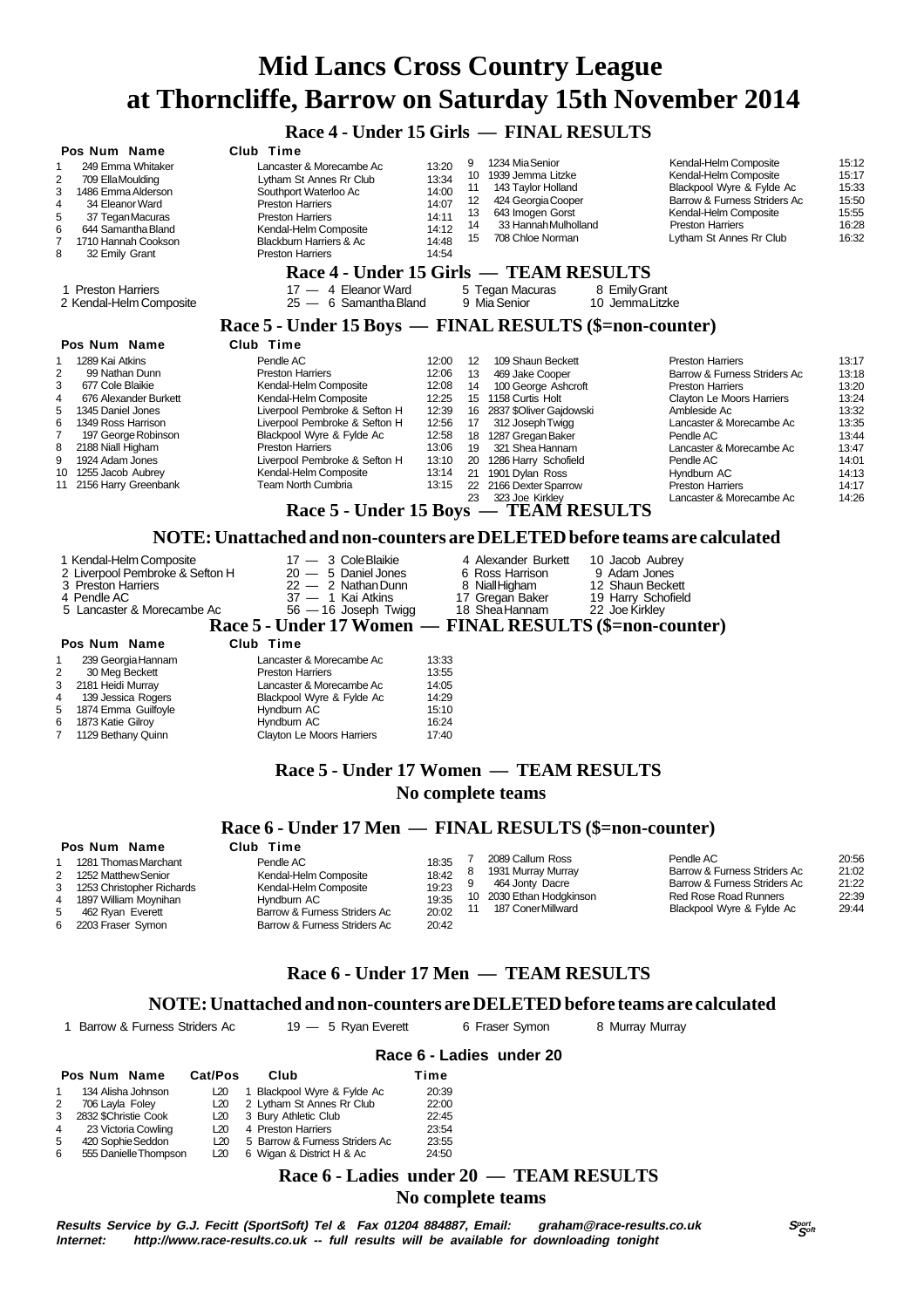# Mid Lancs Cross Country League at Thorncliffe, Barrow on Saturday 15th November 2014

## Race 4 - Under 15 Girls — FINAL RESULTS

| Pos | Num | Name | Club | Time |
|---|---|---|---|---|
| 1 | 249 | Emma Whitaker | Lancaster & Morecambe Ac | 13:20 |
| 2 | 709 | Ella Moulding | Lytham St Annes Rr Club | 13:34 |
| 3 | 1486 | Emma Alderson | Southport Waterloo Ac | 14:00 |
| 4 | 34 | Eleanor Ward | Preston Harriers | 14:07 |
| 5 | 37 | Tegan Macuras | Preston Harriers | 14:11 |
| 6 | 644 | Samantha Bland | Kendal-Helm Composite | 14:12 |
| 7 | 1710 | Hannah Cookson | Blackburn Harriers & Ac | 14:48 |
| 8 | 32 | Emily Grant | Preston Harriers | 14:54 |
| 9 | 1234 | Mia Senior | Kendal-Helm Composite | 15:12 |
| 10 | 1939 | Jemma Litzke | Kendal-Helm Composite | 15:17 |
| 11 | 143 | Taylor Holland | Blackpool Wyre & Fylde Ac | 15:33 |
| 12 | 424 | Georgia Cooper | Barrow & Furness Striders Ac | 15:50 |
| 13 | 643 | Imogen Gorst | Kendal-Helm Composite | 15:55 |
| 14 | 33 | Hannah Mulholland | Preston Harriers | 16:28 |
| 15 | 708 | Chloe Norman | Lytham St Annes Rr Club | 16:32 |

## Race 4 - Under 15 Girls — TEAM RESULTS

| Pos | Team | Points | | | |
|---|---|---|---|---|---|
| 1 | Preston Harriers | 17 | 4 Eleanor Ward | 5 Tegan Macuras | 8 Emily Grant |
| 2 | Kendal-Helm Composite | 25 | 6 Samantha Bland | 9 Mia Senior | 10 Jemma Litzke |

## Race 5 - Under 15 Boys — FINAL RESULTS ($=non-counter)

| Pos | Num | Name | Club | Time |
|---|---|---|---|---|
| 1 | 1289 | Kai Atkins | Pendle AC | 12:00 |
| 2 | 99 | Nathan Dunn | Preston Harriers | 12:06 |
| 3 | 677 | Cole Blaikie | Kendal-Helm Composite | 12:08 |
| 4 | 676 | Alexander Burkett | Kendal-Helm Composite | 12:25 |
| 5 | 1345 | Daniel Jones | Liverpool Pembroke & Sefton H | 12:39 |
| 6 | 1349 | Ross Harrison | Liverpool Pembroke & Sefton H | 12:56 |
| 7 | 197 | George Robinson | Blackpool Wyre & Fylde Ac | 12:58 |
| 8 | 2188 | Niall Higham | Preston Harriers | 13:06 |
| 9 | 1924 | Adam Jones | Liverpool Pembroke & Sefton H | 13:10 |
| 10 | 1255 | Jacob Aubrey | Kendal-Helm Composite | 13:14 |
| 11 | 2156 | Harry Greenbank | Team North Cumbria | 13:15 |
| 12 | 109 | Shaun Beckett | Preston Harriers | 13:17 |
| 13 | 469 | Jake Cooper | Barrow & Furness Striders Ac | 13:18 |
| 14 | 100 | George Ashcroft | Preston Harriers | 13:20 |
| 15 | 1158 | Curtis Holt | Clayton Le Moors Harriers | 13:24 |
| 16 | 2837 | $Oliver Gajdowski | Ambleside Ac | 13:32 |
| 17 | 312 | Joseph Twigg | Lancaster & Morecambe Ac | 13:35 |
| 18 | 1287 | Gregan Baker | Pendle AC | 13:44 |
| 19 | 321 | Shea Hannam | Lancaster & Morecambe Ac | 13:47 |
| 20 | 1286 | Harry Schofield | Pendle AC | 14:01 |
| 21 | 1901 | Dylan Ross | Hyndburn AC | 14:13 |
| 22 | 2166 | Dexter Sparrow | Preston Harriers | 14:17 |
| 23 | 323 | Joe Kirkley | Lancaster & Morecambe Ac | 14:26 |

## Race 5 - Under 15 Boys — TEAM RESULTS

### NOTE: Unattached and non-counters are DELETED before teams are calculated

| Pos | Team | Points | | | |
|---|---|---|---|---|---|
| 1 | Kendal-Helm Composite | 17 | 3 Cole Blaikie | 4 Alexander Burkett | 10 Jacob Aubrey |
| 2 | Liverpool Pembroke & Sefton H | 20 | 5 Daniel Jones | 6 Ross Harrison | 9 Adam Jones |
| 3 | Preston Harriers | 22 | 2 Nathan Dunn | 8 Niall Higham | 12 Shaun Beckett |
| 4 | Pendle AC | 37 | 1 Kai Atkins | 17 Gregan Baker | 19 Harry Schofield |
| 5 | Lancaster & Morecambe Ac | 56 | 16 Joseph Twigg | 18 Shea Hannam | 22 Joe Kirkley |

## Race 5 - Under 17 Women — FINAL RESULTS ($=non-counter)

| Pos | Num | Name | Club | Time |
|---|---|---|---|---|
| 1 | 239 | Georgia Hannam | Lancaster & Morecambe Ac | 13:33 |
| 2 | 30 | Meg Beckett | Preston Harriers | 13:55 |
| 3 | 2181 | Heidi Murray | Lancaster & Morecambe Ac | 14:05 |
| 4 | 139 | Jessica Rogers | Blackpool Wyre & Fylde Ac | 14:29 |
| 5 | 1874 | Emma Guilfoyle | Hyndburn AC | 15:10 |
| 6 | 1873 | Katie Gilroy | Hyndburn AC | 16:24 |
| 7 | 1129 | Bethany Quinn | Clayton Le Moors Harriers | 17:40 |

## Race 5 - Under 17 Women — TEAM RESULTS

**No complete teams**

## Race 6 - Under 17 Men — FINAL RESULTS ($=non-counter)

| Pos | Num | Name | Club | Time |
|---|---|---|---|---|
| 1 | 1281 | Thomas Marchant | Pendle AC | 18:35 |
| 2 | 1252 | Matthew Senior | Kendal-Helm Composite | 18:42 |
| 3 | 1253 | Christopher Richards | Kendal-Helm Composite | 19:23 |
| 4 | 1897 | William Moynihan | Hyndburn AC | 19:35 |
| 5 | 462 | Ryan Everett | Barrow & Furness Striders Ac | 20:02 |
| 6 | 2203 | Fraser Symon | Barrow & Furness Striders Ac | 20:42 |
| 7 | 2089 | Callum Ross | Pendle AC | 20:56 |
| 8 | 1931 | Murray Murray | Barrow & Furness Striders Ac | 21:02 |
| 9 | 464 | Jonty Dacre | Barrow & Furness Striders Ac | 21:22 |
| 10 | 2030 | Ethan Hodgkinson | Red Rose Road Runners | 22:39 |
| 11 | 187 | Coner Millward | Blackpool Wyre & Fylde Ac | 29:44 |

## Race 6 - Under 17 Men — TEAM RESULTS

### NOTE: Unattached and non-counters are DELETED before teams are calculated

| Pos | Team | Points | | | |
|---|---|---|---|---|---|
| 1 | Barrow & Furness Striders Ac | 19 | 5 Ryan Everett | 6 Fraser Symon | 8 Murray Murray |

## Race 6 - Ladies under 20

| Pos | Num | Name | Cat/Pos | | Club | Time |
|---|---|---|---|---|---|---|
| 1 | 134 | Alisha Johnson | L20 | 1 | Blackpool Wyre & Fylde Ac | 20:39 |
| 2 | 706 | Layla Foley | L20 | 2 | Lytham St Annes Rr Club | 22:00 |
| 3 | 2832 | $Christie Cook | L20 | 3 | Bury Athletic Club | 22:45 |
| 4 | 23 | Victoria Cowling | L20 | 4 | Preston Harriers | 23:54 |
| 5 | 420 | Sophie Seddon | L20 | 5 | Barrow & Furness Striders Ac | 23:55 |
| 6 | 555 | Danielle Thompson | L20 | 6 | Wigan & District H & Ac | 24:50 |

## Race 6 - Ladies under 20 — TEAM RESULTS

**No complete teams**

*Results Service by G.J. Fecitt (SportSoft) Tel & Fax 01204 884887, Email: graham@race-results.co.uk*
*Internet: http://www.race-results.co.uk -- full results will be available for downloading tonight*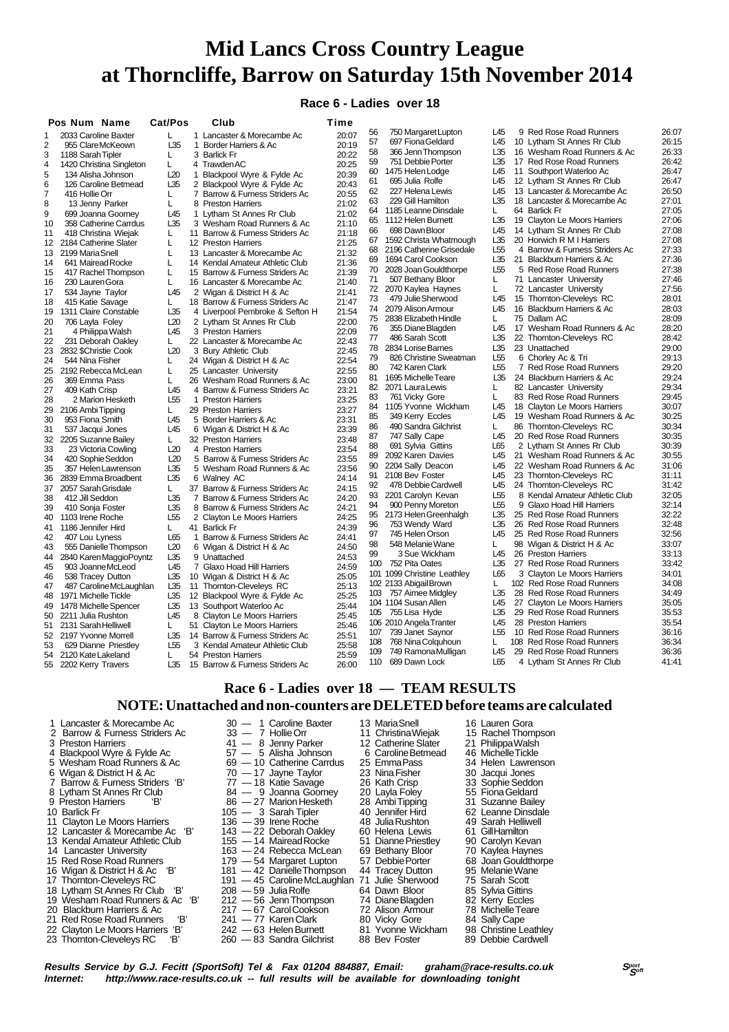# Mid Lancs Cross Country League at Thorncliffe, Barrow on Saturday 15th November 2014

## Race 6 - Ladies over 18

| Pos | Num | Name | Cat | Pos | Club | Time |
|---|---|---|---|---|---|---|
| 1 | 2033 | Caroline Baxter | L | 1 | Lancaster & Morecambe Ac | 20:07 |
| 2 | 955 | Clare McKeown | L35 | 1 | Border Harriers & Ac | 20:19 |
| 3 | 1188 | Sarah Tipler | L | 3 | Barlick Fr | 20:22 |
| 4 | 1420 | Christina Singleton | L | 4 | Trawden AC | 20:25 |
| 5 | 134 | Alisha Johnson | L20 | 1 | Blackpool Wyre & Fylde Ac | 20:39 |
| 6 | 126 | Caroline Betmead | L35 | 2 | Blackpool Wyre & Fylde Ac | 20:43 |
| 7 | 416 | Hollie Orr | L | 7 | Barrow & Furness Striders Ac | 20:55 |
| 8 | 13 | Jenny Parker | L | 8 | Preston Harriers | 21:02 |
| 9 | 699 | Joanna Goorney | L45 | 1 | Lytham St Annes Rr Club | 21:02 |
| 10 | 358 | Catherine Carrdus | L35 | 3 | Wesham Road Runners & Ac | 21:10 |
| 11 | 418 | Christina Wiejak | L | 11 | Barrow & Furness Striders Ac | 21:18 |
| 12 | 2184 | Catherine Slater | L | 12 | Preston Harriers | 21:25 |
| 13 | 2199 | Maria Snell | L | 13 | Lancaster & Morecambe Ac | 21:32 |
| 14 | 641 | Mairead Rocke | L | 14 | Kendal Amateur Athletic Club | 21:36 |
| 15 | 417 | Rachel Thompson | L | 15 | Barrow & Furness Striders Ac | 21:39 |
| 16 | 230 | Lauren Gora | L | 16 | Lancaster & Morecambe Ac | 21:40 |
| 17 | 534 | Jayne Taylor | L45 | 2 | Wigan & District H & Ac | 21:41 |
| 18 | 415 | Katie Savage | L | 18 | Barrow & Furness Striders Ac | 21:47 |
| 19 | 1311 | Claire Constable | L35 | 4 | Liverpool Pembroke & Sefton H | 21:54 |
| 20 | 706 | Layla Foley | L20 | 2 | Lytham St Annes Rr Club | 22:00 |
| 21 | 4 | Philippa Walsh | L45 | 3 | Preston Harriers | 22:09 |
| 22 | 231 | Deborah Oakley | L | 22 | Lancaster & Morecambe Ac | 22:43 |
| 23 | 2832 | $Christie Cook | L20 | 3 | Bury Athletic Club | 22:45 |
| 24 | 544 | Nina Fisher | L | 24 | Wigan & District H & Ac | 22:54 |
| 25 | 2192 | Rebecca McLean | L | 25 | Lancaster University | 22:55 |
| 26 | 369 | Emma Pass | L | 26 | Wesham Road Runners & Ac | 23:00 |
| 27 | 409 | Kath Crisp | L45 | 4 | Barrow & Furness Striders Ac | 23:21 |
| 28 | 2 | Marion Hesketh | L55 | 1 | Preston Harriers | 23:25 |
| 29 | 2106 | Ambi Tipping | L | 29 | Preston Harriers | 23:27 |
| 30 | 953 | Fiona Smith | L45 | 5 | Border Harriers & Ac | 23:31 |
| 31 | 537 | Jacqui Jones | L45 | 6 | Wigan & District H & Ac | 23:39 |
| 32 | 2205 | Suzanne Bailey | L | 32 | Preston Harriers | 23:48 |
| 33 | 23 | Victoria Cowling | L20 | 4 | Preston Harriers | 23:54 |
| 34 | 420 | Sophie Seddon | L20 | 5 | Barrow & Furness Striders Ac | 23:55 |
| 35 | 357 | Helen Lawrenson | L35 | 5 | Wesham Road Runners & Ac | 23:56 |
| 36 | 2839 | Emma Broadbent | L35 | 6 | Walney AC | 24:14 |
| 37 | 2057 | Sarah Grisdale | L | 37 | Barrow & Furness Striders Ac | 24:15 |
| 38 | 412 | Jill Seddon | L35 | 7 | Barrow & Furness Striders Ac | 24:20 |
| 39 | 410 | Sonja Foster | L35 | 8 | Barrow & Furness Striders Ac | 24:21 |
| 40 | 1103 | Irene Roche | L55 | 2 | Clayton Le Moors Harriers | 24:25 |
| 41 | 1186 | Jennifer Hird | L | 41 | Barlick Fr | 24:39 |
| 42 | 407 | Lou Lyness | L65 | 1 | Barrow & Furness Striders Ac | 24:41 |
| 43 | 555 | Danielle Thompson | L20 | 6 | Wigan & District H & Ac | 24:50 |
| 44 | 2840 | Karen MaggioPoyntz | L35 | 9 | Unattached | 24:53 |
| 45 | 903 | Joanne McLeod | L45 | 7 | Glaxo Hoad Hill Harriers | 24:59 |
| 46 | 538 | Tracey Dutton | L35 | 10 | Wigan & District H & Ac | 25:05 |
| 47 | 487 | Caroline McLaughlan | L35 | 11 | Thornton-Cleveleys RC | 25:13 |
| 48 | 1971 | Michelle Tickle | L35 | 12 | Blackpool Wyre & Fylde Ac | 25:25 |
| 49 | 1478 | Michelle Spencer | L35 | 13 | Southport Waterloo Ac | 25:44 |
| 50 | 2211 | Julia Rushton | L45 | 8 | Clayton Le Moors Harriers | 25:45 |
| 51 | 2131 | Sarah Helliwell | L | 51 | Clayton Le Moors Harriers | 25:46 |
| 52 | 2197 | Yvonne Morrell | L35 | 14 | Barrow & Furness Striders Ac | 25:51 |
| 53 | 629 | Dianne Priestley | L55 | 3 | Kendal Amateur Athletic Club | 25:58 |
| 54 | 2120 | Kate Lakeland | L | 54 | Preston Harriers | 25:59 |
| 55 | 2202 | Kerry Travers | L35 | 15 | Barrow & Furness Striders Ac | 26:00 |
| 56 | 750 | Margaret Lupton | L45 | 9 | Red Rose Road Runners | 26:07 |
| 57 | 697 | Fiona Geldard | L45 | 10 | Lytham St Annes Rr Club | 26:15 |
| 58 | 366 | Jenn Thompson | L35 | 16 | Wesham Road Runners & Ac | 26:33 |
| 59 | 751 | Debbie Porter | L35 | 17 | Red Rose Road Runners | 26:42 |
| 60 | 1475 | Helen Lodge | L45 | 11 | Southport Waterloo Ac | 26:47 |
| 61 | 695 | Julia Rolfe | L45 | 12 | Lytham St Annes Rr Club | 26:47 |
| 62 | 227 | Helena Lewis | L45 | 13 | Lancaster & Morecambe Ac | 26:50 |
| 63 | 229 | Gill Hamilton | L35 | 18 | Lancaster & Morecambe Ac | 27:01 |
| 64 | 1185 | Leanne Dinsdale | L | 64 | Barlick Fr | 27:05 |
| 65 | 1112 | Helen Burnett | L35 | 19 | Clayton Le Moors Harriers | 27:06 |
| 66 | 698 | Dawn Bloor | L45 | 14 | Lytham St Annes Rr Club | 27:08 |
| 67 | 1592 | Christa Whatmough | L35 | 20 | Horwich R M I Harriers | 27:08 |
| 68 | 2196 | Catherine Grisedale | L55 | 4 | Barrow & Furness Striders Ac | 27:33 |
| 69 | 1694 | Carol Cookson | L35 | 21 | Blackburn Harriers & Ac | 27:36 |
| 70 | 2028 | Joan Gouldthorpe | L55 | 5 | Red Rose Road Runners | 27:38 |
| 71 | 507 | Bethany Bloor | L | 71 | Lancaster University | 27:46 |
| 72 | 2070 | Kaylea Haynes | L | 72 | Lancaster University | 27:56 |
| 73 | 479 | Julie Sherwood | L45 | 15 | Thornton-Cleveleys RC | 28:01 |
| 74 | 2079 | Alison Armour | L45 | 16 | Blackburn Harriers & Ac | 28:03 |
| 75 | 2838 | Elizabeth Hindle | L | 75 | Dallam AC | 28:09 |
| 76 | 355 | Diane Blagden | L45 | 17 | Wesham Road Runners & Ac | 28:20 |
| 77 | 486 | Sarah Scott | L35 | 22 | Thornton-Cleveleys RC | 28:42 |
| 78 | 2834 | Lorise Barnes | L35 | 23 | Unattached | 29:00 |
| 79 | 826 | Christine Sweatman | L55 | 6 | Chorley Ac & Tri | 29:13 |
| 80 | 742 | Karen Clark | L55 | 7 | Red Rose Road Runners | 29:20 |
| 81 | 1695 | Michelle Teare | L35 | 24 | Blackburn Harriers & Ac | 29:24 |
| 82 | 2071 | Laura Lewis | L | 82 | Lancaster University | 29:34 |
| 83 | 761 | Vicky Gore | L | 83 | Red Rose Road Runners | 29:45 |
| 84 | 1105 | Yvonne Wickham | L45 | 18 | Clayton Le Moors Harriers | 30:07 |
| 85 | 349 | Kerry Eccles | L45 | 19 | Wesham Road Runners & Ac | 30:25 |
| 86 | 490 | Sandra Gilchrist | L | 86 | Thornton-Cleveleys RC | 30:34 |
| 87 | 747 | Sally Cape | L45 | 20 | Red Rose Road Runners | 30:35 |
| 88 | 691 | Sylvia Gittins | L65 | 2 | Lytham St Annes Rr Club | 30:39 |
| 89 | 2092 | Karen Davies | L45 | 21 | Wesham Road Runners & Ac | 30:55 |
| 90 | 2204 | Sally Deacon | L45 | 22 | Wesham Road Runners & Ac | 31:06 |
| 91 | 2108 | Bev Foster | L45 | 23 | Thornton-Cleveleys RC | 31:11 |
| 92 | 478 | Debbie Cardwell | L45 | 24 | Thornton-Cleveleys RC | 31:42 |
| 93 | 2201 | Carolyn Kevan | L55 | 8 | Kendal Amateur Athletic Club | 32:05 |
| 94 | 900 | Penny Moreton | L55 | 9 | Glaxo Hoad Hill Harriers | 32:14 |
| 95 | 2173 | Helen Greenhalgh | L35 | 25 | Red Rose Road Runners | 32:22 |
| 96 | 753 | Wendy Ward | L35 | 26 | Red Rose Road Runners | 32:48 |
| 97 | 745 | Helen Orson | L45 | 25 | Red Rose Road Runners | 32:56 |
| 98 | 548 | Melanie Wane | L | 98 | Wigan & District H & Ac | 33:07 |
| 99 | 3 | Sue Wickham | L45 | 26 | Preston Harriers | 33:13 |
| 100 | 752 | Pita Oates | L35 | 27 | Red Rose Road Runners | 33:42 |
| 101 | 1099 | Christine Leathley | L65 | 3 | Clayton Le Moors Harriers | 34:01 |
| 102 | 2133 | Abigail Brown | L | 102 | Red Rose Road Runners | 34:08 |
| 103 | 757 | Aimee Midgley | L35 | 28 | Red Rose Road Runners | 34:49 |
| 104 | 1104 | Susan Allen | L45 | 27 | Clayton Le Moors Harriers | 35:05 |
| 105 | 755 | Lisa Hyde | L35 | 29 | Red Rose Road Runners | 35:53 |
| 106 | 2010 | Angela Tranter | L45 | 28 | Preston Harriers | 35:54 |
| 107 | 739 | Janet Saynor | L55 | 10 | Red Rose Road Runners | 36:16 |
| 108 | 768 | Nina Colquhoun | L | 108 | Red Rose Road Runners | 36:34 |
| 109 | 749 | Ramona Mulligan | L45 | 29 | Red Rose Road Runners | 36:36 |
| 110 | 689 | Dawn Lock | L65 | 4 | Lytham St Annes Rr Club | 41:41 |

## Race 6 - Ladies over 18 — TEAM RESULTS

**NOTE: Unattached and non-counters are DELETED before teams are calculated**

| Pos | Team | Points | Runner 1 | Runner 2 | Runner 3 | Runner 4 |
|---|---|---|---|---|---|---|
| 1 | Lancaster & Morecambe Ac | 30 | 1 Caroline Baxter | 13 Maria Snell | 16 Lauren Gora | |
| 2 | Barrow & Furness Striders Ac | 33 | 7 Hollie Orr | 11 Christina Wiejak | 15 Rachel Thompson | |
| 3 | Preston Harriers | 41 | 8 Jenny Parker | 12 Catherine Slater | 21 Philippa Walsh | |
| 4 | Blackpool Wyre & Fylde Ac | 57 | 5 Alisha Johnson | 6 Caroline Betmead | 46 Michelle Tickle | |
| 5 | Wesham Road Runners & Ac | 69 | 10 Catherine Carrdus | 25 Emma Pass | 34 Helen Lawrenson | |
| 6 | Wigan & District H & Ac | 70 | 17 Jayne Taylor | 23 Nina Fisher | 30 Jacqui Jones | |
| 7 | Barrow & Furness Striders 'B' | 77 | 18 Katie Savage | 26 Kath Crisp | 33 Sophie Seddon | |
| 8 | Lytham St Annes Rr Club | 84 | 9 Joanna Goorney | 20 Layla Foley | 55 Fiona Geldard | |
| 9 | Preston Harriers 'B' | 86 | 27 Marion Hesketh | 28 Ambi Tipping | 31 Suzanne Bailey | |
| 10 | Barlick Fr | 105 | 3 Sarah Tipler | 40 Jennifer Hird | 62 Leanne Dinsdale | |
| 11 | Clayton Le Moors Harriers | 136 | 39 Irene Roche | 48 Julia Rushton | 49 Sarah Helliwell | |
| 12 | Lancaster & Morecambe Ac 'B' | 143 | 22 Deborah Oakley | 60 Helena Lewis | 61 Gill Hamilton | |
| 13 | Kendal Amateur Athletic Club | 155 | 14 Mairead Rocke | 51 Dianne Priestley | 90 Carolyn Kevan | |
| 14 | Lancaster University | 163 | 24 Rebecca McLean | 69 Bethany Bloor | 70 Kaylea Haynes | |
| 15 | Red Rose Road Runners | 179 | 54 Margaret Lupton | 57 Debbie Porter | 68 Joan Gouldthorpe | |
| 16 | Wigan & District H & Ac 'B' | 181 | 42 Danielle Thompson | 44 Tracey Dutton | 95 Melanie Wane | |
| 17 | Thornton-Cleveleys RC | 191 | 45 Caroline McLaughlan | 71 Julie Sherwood | 75 Sarah Scott | |
| 18 | Lytham St Annes Rr Club 'B' | 208 | 59 Julia Rolfe | 64 Dawn Bloor | 85 Sylvia Gittins | |
| 19 | Wesham Road Runners & Ac 'B' | 212 | 56 Jenn Thompson | 74 Diane Blagden | 82 Kerry Eccles | |
| 20 | Blackburn Harriers & Ac | 217 | 67 Carol Cookson | 72 Alison Armour | 78 Michelle Teare | |
| 21 | Red Rose Road Runners 'B' | 241 | 77 Karen Clark | 80 Vicky Gore | 84 Sally Cape | |
| 22 | Clayton Le Moors Harriers 'B' | 242 | 63 Helen Burnett | 81 Yvonne Wickham | 98 Christine Leathley | |
| 23 | Thornton-Cleveleys RC 'B' | 260 | 83 Sandra Gilchrist | 88 Bev Foster | 89 Debbie Cardwell | |

*Results Service by G.J. Fecitt (SportSoft) Tel & Fax 01204 884887, Email: graham@race-results.co.uk*
*Internet: http://www.race-results.co.uk -- full results will be available for downloading tonight*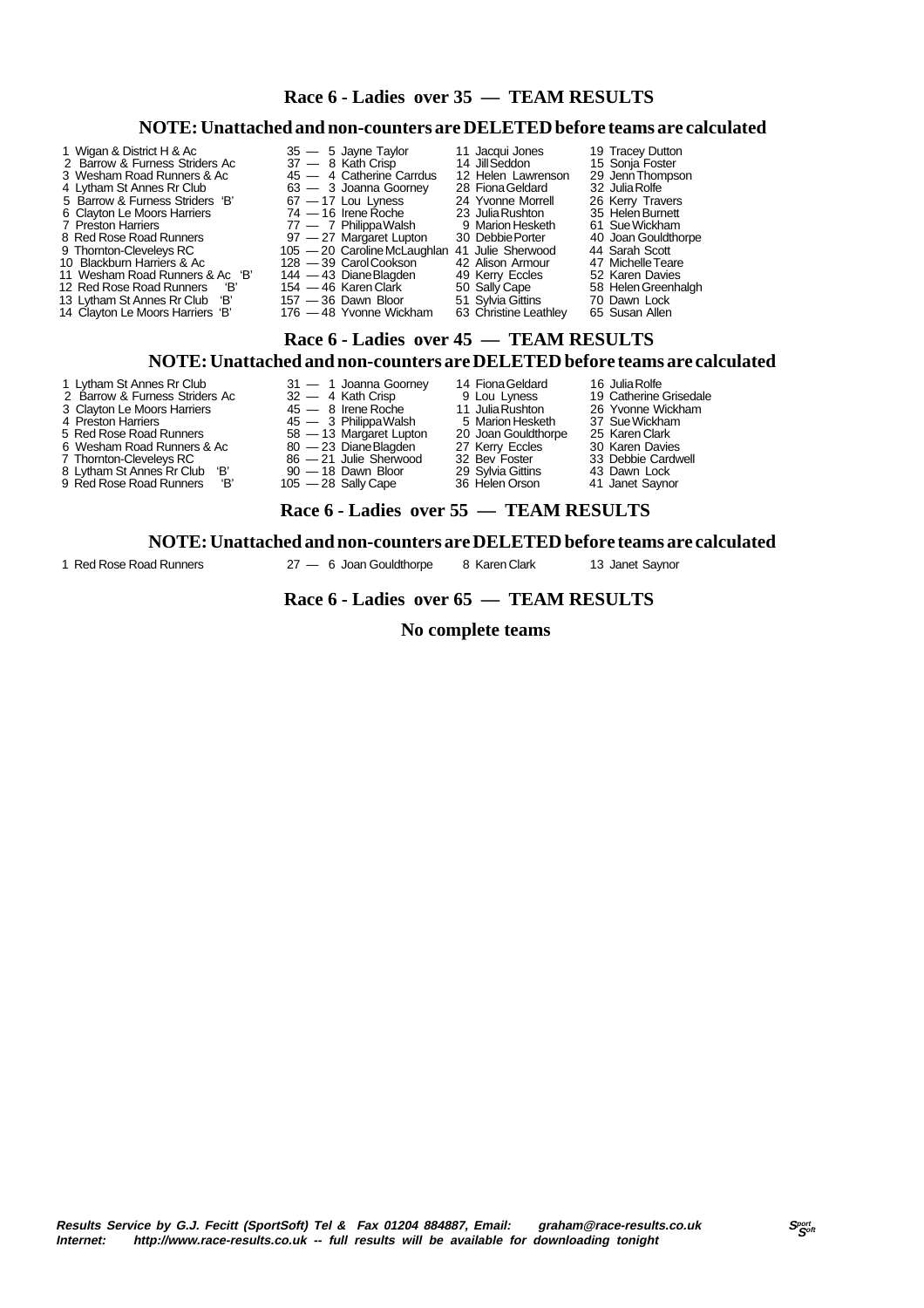## Race 6 - Ladies over 35 — TEAM RESULTS

### NOTE: Unattached and non-counters are DELETED before teams are calculated

| Pos | Team | Points | Runner 1 | Runner 2 | Runner 3 |
|---|---|---|---|---|---|
| 1 | Wigan & District H & Ac | 35 | 5 Jayne Taylor | 11 Jacqui Jones | 19 Tracey Dutton |
| 2 | Barrow & Furness Striders Ac | 37 | 8 Kath Crisp | 14 Jill Seddon | 15 Sonja Foster |
| 3 | Wesham Road Runners & Ac | 45 | 4 Catherine Carrdus | 12 Helen Lawrenson | 29 Jenn Thompson |
| 4 | Lytham St Annes Rr Club | 63 | 3 Joanna Goorney | 28 Fiona Geldard | 32 Julia Rolfe |
| 5 | Barrow & Furness Striders 'B' | 67 | 17 Lou Lyness | 24 Yvonne Morrell | 26 Kerry Travers |
| 6 | Clayton Le Moors Harriers | 74 | 16 Irene Roche | 23 Julia Rushton | 35 Helen Burnett |
| 7 | Preston Harriers | 77 | 7 Philippa Walsh | 9 Marion Hesketh | 61 Sue Wickham |
| 8 | Red Rose Road Runners | 97 | 27 Margaret Lupton | 30 Debbie Porter | 40 Joan Gouldthorpe |
| 9 | Thornton-Cleveleys RC | 105 | 20 Caroline McLaughlan | 41 Julie Sherwood | 44 Sarah Scott |
| 10 | Blackburn Harriers & Ac | 128 | 39 Carol Cookson | 42 Alison Armour | 47 Michelle Teare |
| 11 | Wesham Road Runners & Ac 'B' | 144 | 43 Diane Blagden | 49 Kerry Eccles | 52 Karen Davies |
| 12 | Red Rose Road Runners 'B' | 154 | 46 Karen Clark | 50 Sally Cape | 58 Helen Greenhalgh |
| 13 | Lytham St Annes Rr Club 'B' | 157 | 36 Dawn Bloor | 51 Sylvia Gittins | 70 Dawn Lock |
| 14 | Clayton Le Moors Harriers 'B' | 176 | 48 Yvonne Wickham | 63 Christine Leathley | 65 Susan Allen |

## Race 6 - Ladies over 45 — TEAM RESULTS

### NOTE: Unattached and non-counters are DELETED before teams are calculated

| Pos | Team | Points | Runner 1 | Runner 2 | Runner 3 |
|---|---|---|---|---|---|
| 1 | Lytham St Annes Rr Club | 31 | 1 Joanna Goorney | 14 Fiona Geldard | 16 Julia Rolfe |
| 2 | Barrow & Furness Striders Ac | 32 | 4 Kath Crisp | 9 Lou Lyness | 19 Catherine Grisedale |
| 3 | Clayton Le Moors Harriers | 45 | 8 Irene Roche | 11 Julia Rushton | 26 Yvonne Wickham |
| 4 | Preston Harriers | 45 | 3 Philippa Walsh | 5 Marion Hesketh | 37 Sue Wickham |
| 5 | Red Rose Road Runners | 58 | 13 Margaret Lupton | 20 Joan Gouldthorpe | 25 Karen Clark |
| 6 | Wesham Road Runners & Ac | 80 | 23 Diane Blagden | 27 Kerry Eccles | 30 Karen Davies |
| 7 | Thornton-Cleveleys RC | 86 | 21 Julie Sherwood | 32 Bev Foster | 33 Debbie Cardwell |
| 8 | Lytham St Annes Rr Club 'B' | 90 | 18 Dawn Bloor | 29 Sylvia Gittins | 43 Dawn Lock |
| 9 | Red Rose Road Runners 'B' | 105 | 28 Sally Cape | 36 Helen Orson | 41 Janet Saynor |

## Race 6 - Ladies over 55 — TEAM RESULTS

### NOTE: Unattached and non-counters are DELETED before teams are calculated

| Pos | Team | Points | Runner 1 | Runner 2 | Runner 3 |
|---|---|---|---|---|---|
| 1 | Red Rose Road Runners | 27 | 6 Joan Gouldthorpe | 8 Karen Clark | 13 Janet Saynor |

## Race 6 - Ladies over 65 — TEAM RESULTS

**No complete teams**

*Results Service by G.J. Fecitt (SportSoft) Tel & Fax 01204 884887, Email: graham@race-results.co.uk*
*Internet: http://www.race-results.co.uk -- full results will be available for downloading tonight*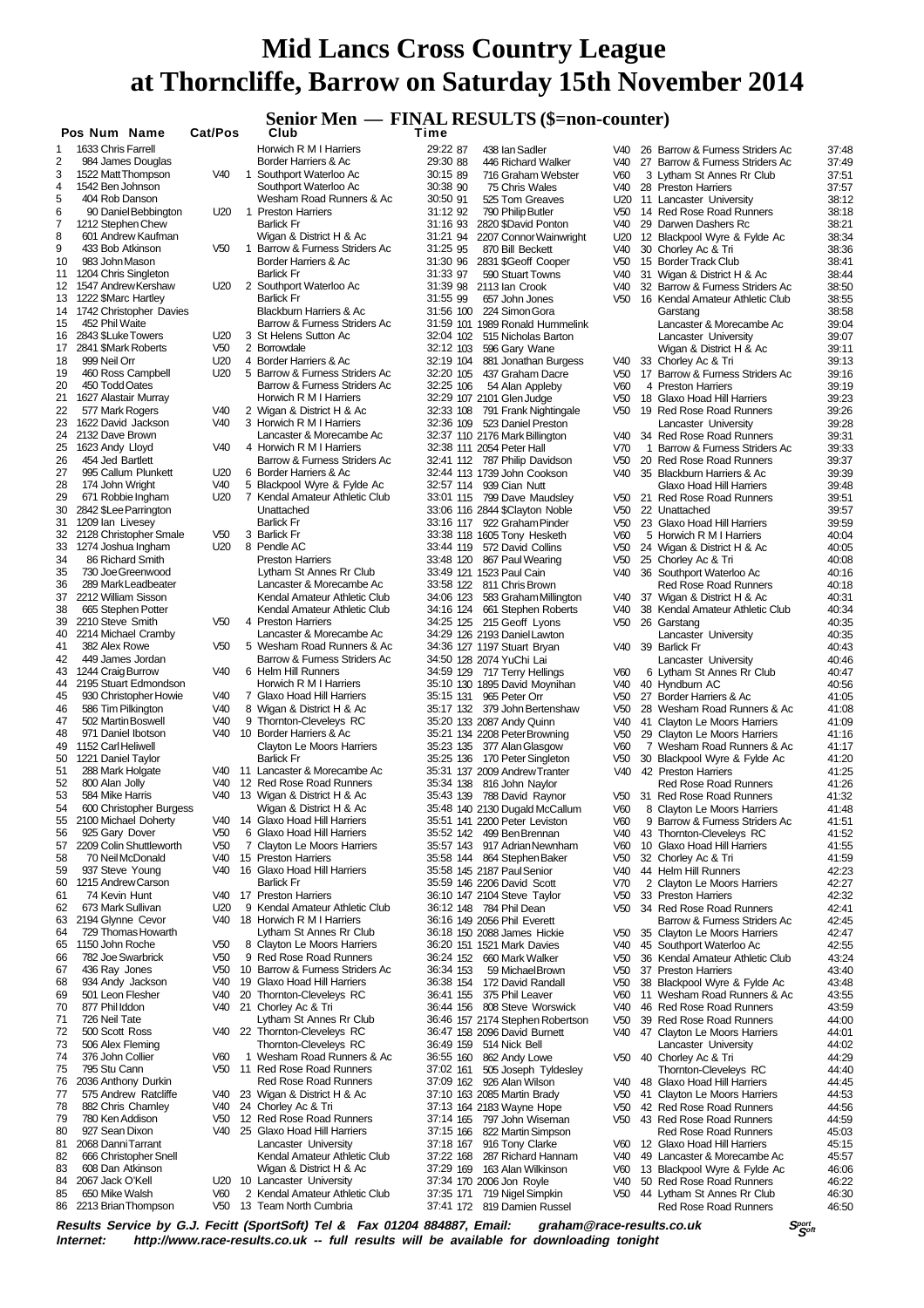# Mid Lancs Cross Country League
# at Thorncliffe, Barrow on Saturday 15th November 2014

## Senior Men — FINAL RESULTS ($=non-counter)

| Pos | Num | Name | Cat/Pos | | Club | Time |
|---|---|---|---|---|---|---|
| 1 | 1633 | Chris Farrell | | | Horwich R M I Harriers | 29:22 |
| 2 | 984 | James Douglas | | | Border Harriers & Ac | 29:30 |
| 3 | 1522 | Matt Thompson | V40 | 1 | Southport Waterloo Ac | 30:15 |
| 4 | 1542 | Ben Johnson | | | Southport Waterloo Ac | 30:38 |
| 5 | 404 | Rob Danson | | | Wesham Road Runners & Ac | 30:50 |
| 6 | 90 | Daniel Bebbington | U20 | 1 | Preston Harriers | 31:12 |
| 7 | 1212 | Stephen Chew | | | Barlick Fr | 31:16 |
| 8 | 601 | Andrew Kaufman | | | Wigan & District H & Ac | 31:21 |
| 9 | 433 | Bob Atkinson | V50 | 1 | Barrow & Furness Striders Ac | 31:25 |
| 10 | 983 | John Mason | | | Border Harriers & Ac | 31:30 |
| 11 | 1204 | Chris Singleton | | | Barlick Fr | 31:33 |
| 12 | 1547 | Andrew Kershaw | U20 | 2 | Southport Waterloo Ac | 31:39 |
| 13 | 1222 | $Marc Hartley | | | Barlick Fr | 31:55 |
| 14 | 1742 | Christopher Davies | | | Blackburn Harriers & Ac | 31:56 |
| 15 | 452 | Phil Waite | | | Barrow & Furness Striders Ac | 31:59 |
| 16 | 2843 | $Luke Towers | U20 | 3 | St Helens Sutton Ac | 32:04 |
| 17 | 2841 | $Mark Roberts | V50 | 2 | Borrowdale | 32:12 |
| 18 | 999 | Neil Orr | U20 | 4 | Border Harriers & Ac | 32:19 |
| 19 | 460 | Ross Campbell | U20 | 5 | Barrow & Furness Striders Ac | 32:20 |
| 20 | 450 | Todd Oates | | | Barrow & Furness Striders Ac | 32:25 |
| 21 | 1627 | Alastair Murray | | | Horwich R M I Harriers | 32:29 |
| 22 | 577 | Mark Rogers | V40 | 2 | Wigan & District H & Ac | 32:33 |
| 23 | 1622 | David Jackson | V40 | 3 | Horwich R M I Harriers | 32:36 |
| 24 | 2132 | Dave Brown | | | Lancaster & Morecambe Ac | 32:37 |
| 25 | 1623 | Andy Lloyd | V40 | 4 | Horwich R M I Harriers | 32:38 |
| 26 | 454 | Jed Bartlett | | | Barrow & Furness Striders Ac | 32:41 |
| 27 | 995 | Callum Plunkett | U20 | 6 | Border Harriers & Ac | 32:44 |
| 28 | 174 | John Wright | V40 | 5 | Blackpool Wyre & Fylde Ac | 32:57 |
| 29 | 671 | Robbie Ingham | U20 | 7 | Kendal Amateur Athletic Club | 33:01 |
| 30 | 2842 | $Lee Parrington | | | Unattached | 33:06 |
| 31 | 1209 | Ian Livesey | | | Barlick Fr | 33:16 |
| 32 | 2128 | Christopher Smale | V50 | 3 | Barlick Fr | 33:38 |
| 33 | 1274 | Joshua Ingham | U20 | 8 | Pendle AC | 33:44 |
| 34 | 86 | Richard Smith | | | Preston Harriers | 33:48 |
| 35 | 730 | Joe Greenwood | | | Lytham St Annes Rr Club | 33:49 |
| 36 | 289 | Mark Leadbeater | | | Lancaster & Morecambe Ac | 33:58 |
| 37 | 2212 | William Sisson | | | Kendal Amateur Athletic Club | 34:06 |
| 38 | 665 | Stephen Potter | | | Kendal Amateur Athletic Club | 34:16 |
| 39 | 2210 | Steve Smith | V50 | 4 | Preston Harriers | 34:25 |
| 40 | 2214 | Michael Cramby | | | Lancaster & Morecambe Ac | 34:29 |
| 41 | 382 | Alex Rowe | V50 | 5 | Wesham Road Runners & Ac | 34:36 |
| 42 | 449 | James Jordan | | | Barrow & Furness Striders Ac | 34:50 |
| 43 | 1244 | Craig Burrow | V40 | 6 | Helm Hill Runners | 34:59 |
| 44 | 2195 | Stuart Edmondson | | | Horwich R M I Harriers | 35:10 |
| 45 | 930 | Christopher Howie | V40 | 7 | Glaxo Hoad Hill Harriers | 35:15 |
| 46 | 586 | Tim Pilkington | V40 | 8 | Wigan & District H & Ac | 35:17 |
| 47 | 502 | Martin Boswell | V40 | 9 | Thornton-Cleveleys RC | 35:20 |
| 48 | 971 | Daniel Ibotson | V40 | 10 | Border Harriers & Ac | 35:21 |
| 49 | 1152 | Carl Heliwell | | | Clayton Le Moors Harriers | 35:23 |
| 50 | 1221 | Daniel Taylor | | | Barlick Fr | 35:25 |
| 51 | 288 | Mark Holgate | V40 | 11 | Lancaster & Morecambe Ac | 35:31 |
| 52 | 800 | Alan Jolly | V40 | 12 | Red Rose Road Runners | 35:34 |
| 53 | 584 | Mike Harris | V40 | 13 | Wigan & District H & Ac | 35:43 |
| 54 | 600 | Christopher Burgess | | | Wigan & District H & Ac | 35:48 |
| 55 | 2100 | Michael Doherty | V40 | 14 | Glaxo Hoad Hill Harriers | 35:51 |
| 56 | 925 | Gary Dover | V50 | 6 | Glaxo Hoad Hill Harriers | 35:52 |
| 57 | 2209 | Colin Shuttleworth | V50 | 7 | Clayton Le Moors Harriers | 35:57 |
| 58 | 70 | Neil McDonald | V40 | 15 | Preston Harriers | 35:58 |
| 59 | 937 | Steve Young | V40 | 16 | Glaxo Hoad Hill Harriers | 35:58 |
| 60 | 1215 | Andrew Carson | | | Barlick Fr | 35:59 |
| 61 | 74 | Kevin Hunt | V40 | 17 | Preston Harriers | 36:10 |
| 62 | 673 | Mark Sullivan | U20 | 9 | Kendal Amateur Athletic Club | 36:12 |
| 63 | 2194 | Glynne Cevor | V40 | 18 | Horwich R M I Harriers | 36:16 |
| 64 | 729 | Thomas Howarth | | | Lytham St Annes Rr Club | 36:18 |
| 65 | 1150 | John Roche | V50 | 8 | Clayton Le Moors Harriers | 36:20 |
| 66 | 782 | Joe Swarbrick | V50 | 9 | Red Rose Road Runners | 36:24 |
| 67 | 436 | Ray Jones | V50 | 10 | Barrow & Furness Striders Ac | 36:34 |
| 68 | 934 | Andy Jackson | V40 | 19 | Glaxo Hoad Hill Harriers | 36:38 |
| 69 | 501 | Leon Flesher | V40 | 20 | Thornton-Cleveleys RC | 36:41 |
| 70 | 877 | Phil Iddon | V40 | 21 | Chorley Ac & Tri | 36:44 |
| 71 | 726 | Neil Tate | | | Lytham St Annes Rr Club | 36:46 |
| 72 | 500 | Scott Ross | V40 | 22 | Thornton-Cleveleys RC | 36:47 |
| 73 | 506 | Alex Fleming | | | Thornton-Cleveleys RC | 36:49 |
| 74 | 376 | John Collier | V60 | 1 | Wesham Road Runners & Ac | 36:55 |
| 75 | 795 | Stu Cann | V50 | 11 | Red Rose Road Runners | 37:02 |
| 76 | 2036 | Anthony Durkin | | | Red Rose Road Runners | 37:09 |
| 77 | 575 | Andrew Ratcliffe | V40 | 23 | Wigan & District H & Ac | 37:10 |
| 78 | 882 | Chris Charnley | V40 | 24 | Chorley Ac & Tri | 37:13 |
| 79 | 780 | Ken Addison | V50 | 12 | Red Rose Road Runners | 37:14 |
| 80 | 927 | Sean Dixon | V40 | 25 | Glaxo Hoad Hill Harriers | 37:15 |
| 81 | 2068 | Danni Tarrant | | | Lancaster University | 37:18 |
| 82 | 666 | Christopher Snell | | | Kendal Amateur Athletic Club | 37:22 |
| 83 | 608 | Dan Atkinson | | | Wigan & District H & Ac | 37:29 |
| 84 | 2067 | Jack O'Kell | U20 | 10 | Lancaster University | 37:34 |
| 85 | 650 | Mike Walsh | V60 | 2 | Kendal Amateur Athletic Club | 37:35 |
| 86 | 2213 | Brian Thompson | V50 | 13 | Team North Cumbria | 37:41 |
| 87 | 438 | Ian Sadler | V40 | 26 | Barrow & Furness Striders Ac | 37:48 |
| 88 | 446 | Richard Walker | V40 | 27 | Barrow & Furness Striders Ac | 37:49 |
| 89 | 716 | Graham Webster | V60 | 3 | Lytham St Annes Rr Club | 37:51 |
| 90 | 75 | Chris Wales | V40 | 28 | Preston Harriers | 37:57 |
| 91 | 525 | Tom Greaves | U20 | 11 | Lancaster University | 38:12 |
| 92 | 790 | Philip Butler | V50 | 14 | Red Rose Road Runners | 38:18 |
| 93 | 2820 | $David Ponton | V40 | 29 | Darwen Dashers Rc | 38:21 |
| 94 | 2207 | Connor Wainwright | U20 | 12 | Blackpool Wyre & Fylde Ac | 38:34 |
| 95 | 870 | Bill Beckett | V40 | 30 | Chorley Ac & Tri | 38:36 |
| 96 | 2831 | $Geoff Cooper | V50 | 15 | Border Track Club | 38:41 |
| 97 | 590 | Stuart Towns | V40 | 31 | Wigan & District H & Ac | 38:44 |
| 98 | 2113 | Ian Crook | V40 | 32 | Barrow & Furness Striders Ac | 38:50 |
| 99 | 657 | John Jones | V50 | 16 | Kendal Amateur Athletic Club | 38:55 |
| 100 | 224 | Simon Gora | | | Garstang | 38:58 |
| 101 | 1989 | Ronald Hummelink | | | Lancaster & Morecambe Ac | 39:04 |
| 102 | 515 | Nicholas Barton | | | Lancaster University | 39:07 |
| 103 | 596 | Gary Wane | | | Wigan & District H & Ac | 39:11 |
| 104 | 881 | Jonathan Burgess | V40 | 33 | Chorley Ac & Tri | 39:13 |
| 105 | 437 | Graham Dacre | V50 | 17 | Barrow & Furness Striders Ac | 39:16 |
| 106 | 54 | Alan Appleby | V60 | 4 | Preston Harriers | 39:19 |
| 107 | 2101 | Glen Judge | V50 | 18 | Glaxo Hoad Hill Harriers | 39:23 |
| 108 | 791 | Frank Nightingale | V50 | 19 | Red Rose Road Runners | 39:26 |
| 109 | 523 | Daniel Preston | | | Lancaster University | 39:28 |
| 110 | 2176 | Mark Billington | V40 | 34 | Red Rose Road Runners | 39:31 |
| 111 | 2054 | Peter Hall | V70 | 1 | Barrow & Furness Striders Ac | 39:33 |
| 112 | 787 | Philip Davidson | V50 | 20 | Red Rose Road Runners | 39:37 |
| 113 | 1739 | John Cookson | V40 | 35 | Blackburn Harriers & Ac | 39:39 |
| 114 | 939 | Cian Nutt | | | Glaxo Hoad Hill Harriers | 39:48 |
| 115 | 799 | Dave Maudsley | V50 | 21 | Red Rose Road Runners | 39:51 |
| 116 | 2844 | $Clayton Noble | V50 | 22 | Unattached | 39:57 |
| 117 | 922 | Graham Pinder | V50 | 23 | Glaxo Hoad Hill Harriers | 39:59 |
| 118 | 1605 | Tony Hesketh | V60 | 5 | Horwich R M I Harriers | 40:04 |
| 119 | 572 | David Collins | V50 | 24 | Wigan & District H & Ac | 40:05 |
| 120 | 867 | Paul Wearing | V50 | 25 | Chorley Ac & Tri | 40:08 |
| 121 | 1523 | Paul Cain | V40 | 36 | Southport Waterloo Ac | 40:16 |
| 122 | 811 | Chris Brown | | | Red Rose Road Runners | 40:18 |
| 123 | 583 | Graham Millington | V40 | 37 | Wigan & District H & Ac | 40:31 |
| 124 | 661 | Stephen Roberts | V40 | 38 | Kendal Amateur Athletic Club | 40:34 |
| 125 | 215 | Geoff Lyons | V50 | 26 | Garstang | 40:35 |
| 126 | 2193 | Daniel Lawton | | | Lancaster University | 40:35 |
| 127 | 1197 | Stuart Bryan | V40 | 39 | Barlick Fr | 40:43 |
| 128 | 2074 | YuChi Lai | | | Lancaster University | 40:46 |
| 129 | 717 | Terry Hellings | V60 | 6 | Lytham St Annes Rr Club | 40:47 |
| 130 | 1895 | David Moynihan | V40 | 40 | Hyndburn AC | 40:56 |
| 131 | 965 | Peter Orr | V50 | 27 | Border Harriers & Ac | 41:05 |
| 132 | 379 | John Bertenshaw | V50 | 28 | Wesham Road Runners & Ac | 41:08 |
| 133 | 2087 | Andy Quinn | V40 | 41 | Clayton Le Moors Harriers | 41:09 |
| 134 | 2208 | Peter Browning | V50 | 29 | Clayton Le Moors Harriers | 41:16 |
| 135 | 377 | Alan Glasgow | V60 | 7 | Wesham Road Runners & Ac | 41:17 |
| 136 | 170 | Peter Singleton | V50 | 30 | Blackpool Wyre & Fylde Ac | 41:20 |
| 137 | 2009 | Andrew Tranter | V40 | 42 | Preston Harriers | 41:25 |
| 138 | 816 | John Naylor | | | Red Rose Road Runners | 41:26 |
| 139 | 788 | David Raynor | V50 | 31 | Red Rose Road Runners | 41:32 |
| 140 | 2130 | Dugald McCallum | V60 | 8 | Clayton Le Moors Harriers | 41:48 |
| 141 | 2200 | Peter Leviston | V60 | 9 | Barrow & Furness Striders Ac | 41:51 |
| 142 | 499 | Ben Brennan | V40 | 43 | Thornton-Cleveleys RC | 41:52 |
| 143 | 917 | Adrian Newnham | V60 | 10 | Glaxo Hoad Hill Harriers | 41:55 |
| 144 | 864 | Stephen Baker | V50 | 32 | Chorley Ac & Tri | 41:59 |
| 145 | 2187 | Paul Senior | V40 | 44 | Helm Hill Runners | 42:23 |
| 146 | 2206 | David Scott | V70 | 2 | Clayton Le Moors Harriers | 42:27 |
| 147 | 2104 | Steve Taylor | V50 | 33 | Preston Harriers | 42:32 |
| 148 | 784 | Phil Dean | V50 | 34 | Red Rose Road Runners | 42:41 |
| 149 | 2056 | Phil Everett | | | Barrow & Furness Striders Ac | 42:45 |
| 150 | 2088 | James Hickie | V50 | 35 | Clayton Le Moors Harriers | 42:47 |
| 151 | 1521 | Mark Davies | V40 | 45 | Southport Waterloo Ac | 42:55 |
| 152 | 660 | Mark Walker | V50 | 36 | Kendal Amateur Athletic Club | 43:24 |
| 153 | 59 | Michael Brown | V50 | 37 | Preston Harriers | 43:40 |
| 154 | 172 | David Randall | V50 | 38 | Blackpool Wyre & Fylde Ac | 43:48 |
| 155 | 375 | Phil Leaver | V60 | 11 | Wesham Road Runners & Ac | 43:55 |
| 156 | 808 | Steve Worswick | V40 | 46 | Red Rose Road Runners | 43:59 |
| 157 | 2174 | Stephen Robertson | V50 | 39 | Red Rose Road Runners | 44:00 |
| 158 | 2096 | David Burnett | V40 | 47 | Clayton Le Moors Harriers | 44:01 |
| 159 | 514 | Nick Bell | | | Lancaster University | 44:02 |
| 160 | 862 | Andy Lowe | V50 | 40 | Chorley Ac & Tri | 44:29 |
| 161 | 505 | Joseph Tyldesley | | | Thornton-Cleveleys RC | 44:40 |
| 162 | 926 | Alan Wilson | V40 | 48 | Glaxo Hoad Hill Harriers | 44:45 |
| 163 | 2085 | Martin Brady | V50 | 41 | Clayton Le Moors Harriers | 44:53 |
| 164 | 2183 | Wayne Hope | V50 | 42 | Red Rose Road Runners | 44:56 |
| 165 | 797 | John Wiseman | V50 | 43 | Red Rose Road Runners | 44:59 |
| 166 | 822 | Martin Simpson | | | Red Rose Road Runners | 45:03 |
| 167 | 916 | Tony Clarke | V60 | 12 | Glaxo Hoad Hill Harriers | 45:15 |
| 168 | 287 | Richard Hannam | V40 | 49 | Lancaster & Morecambe Ac | 45:57 |
| 169 | 163 | Alan Wilkinson | V60 | 13 | Blackpool Wyre & Fylde Ac | 46:06 |
| 170 | 2006 | Jon Royle | V40 | 50 | Red Rose Road Runners | 46:22 |
| 171 | 719 | Nigel Simpkin | V50 | 44 | Lytham St Annes Rr Club | 46:30 |
| 172 | 819 | Damien Russel | | | Red Rose Road Runners | 46:50 |

***Results Service by G.J. Fecitt (SportSoft) Tel & Fax 01204 884887, Email: graham@race-results.co.uk***
***Internet: http://www.race-results.co.uk -- full results will be available for downloading tonight***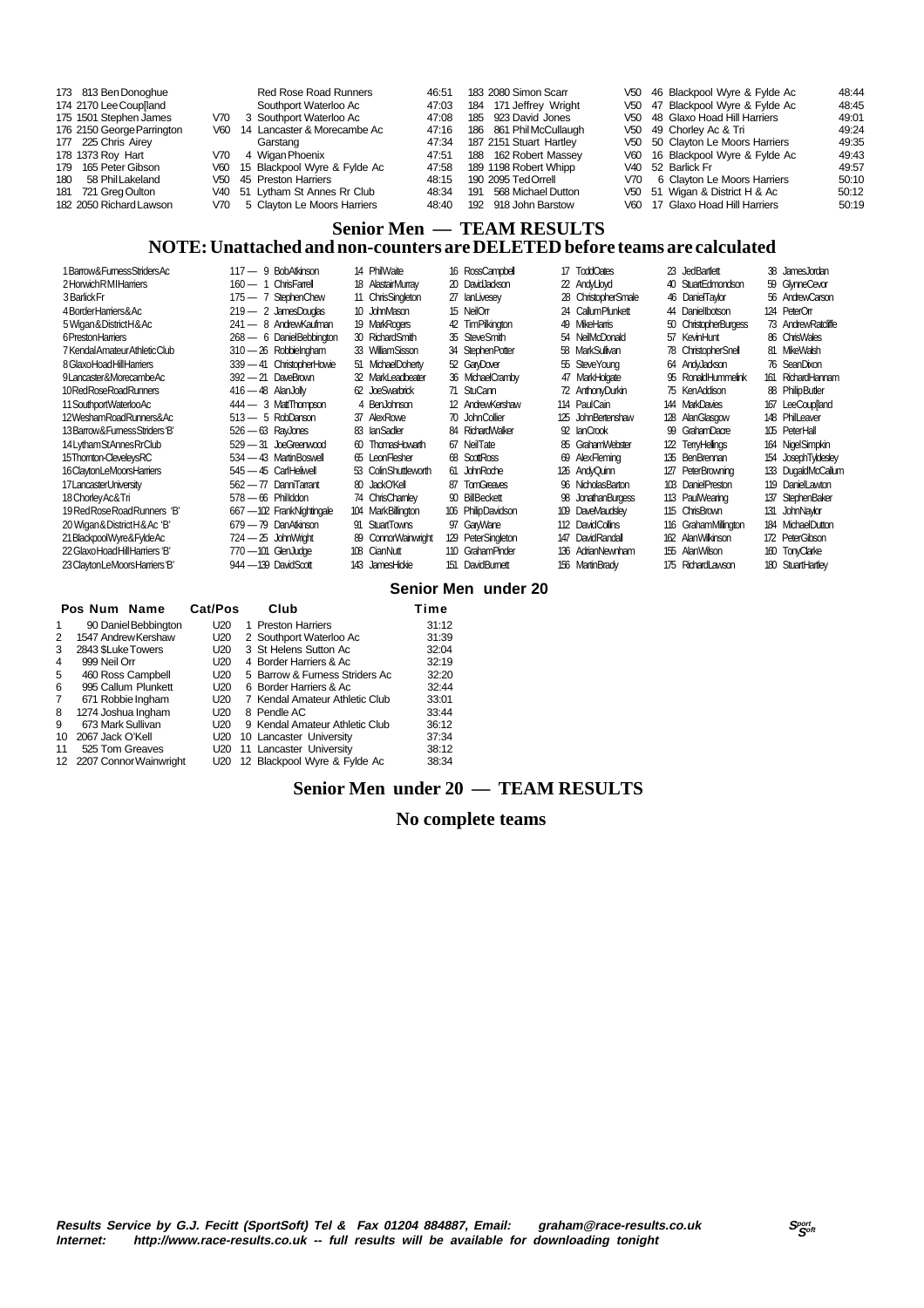| Pos | Num | Name | Cat | Cat Pos | Club | Time |
|---|---|---|---|---|---|---|
| 173 | 813 | Ben Donoghue | | | Red Rose Road Runners | 46:51 |
| 174 | 2170 | Lee Coup[land | | | Southport Waterloo Ac | 47:03 |
| 175 | 1501 | Stephen James | V70 | 3 | Southport Waterloo Ac | 47:08 |
| 176 | 2150 | George Parrington | V60 | 14 | Lancaster & Morecambe Ac | 47:16 |
| 177 | 225 | Chris Airey | | | Garstang | 47:34 |
| 178 | 1373 | Roy Hart | V70 | 4 | Wigan Phoenix | 47:51 |
| 179 | 165 | Peter Gibson | V60 | 15 | Blackpool Wyre & Fylde Ac | 47:58 |
| 180 | 58 | Phil Lakeland | V50 | 45 | Preston Harriers | 48:15 |
| 181 | 721 | Greg Oulton | V40 | 51 | Lytham St Annes Rr Club | 48:34 |
| 182 | 2050 | Richard Lawson | V70 | 5 | Clayton Le Moors Harriers | 48:40 |
| 183 | 2080 | Simon Scarr | V50 | 46 | Blackpool Wyre & Fylde Ac | 48:44 |
| 184 | 171 | Jeffrey Wright | V50 | 47 | Blackpool Wyre & Fylde Ac | 48:45 |
| 185 | 923 | David Jones | V50 | 48 | Glaxo Hoad Hill Harriers | 49:01 |
| 186 | 861 | Phil McCullaugh | V50 | 49 | Chorley Ac & Tri | 49:24 |
| 187 | 2151 | Stuart Hartley | V50 | 50 | Clayton Le Moors Harriers | 49:35 |
| 188 | 162 | Robert Massey | V60 | 16 | Blackpool Wyre & Fylde Ac | 49:43 |
| 189 | 1198 | Robert Whipp | V40 | 52 | Barlick Fr | 49:57 |
| 190 | 2095 | Ted Orrell | V70 | 6 | Clayton Le Moors Harriers | 50:10 |
| 191 | 568 | Michael Dutton | V50 | 51 | Wigan & District H & Ac | 50:12 |
| 192 | 918 | John Barstow | V60 | 17 | Glaxo Hoad Hill Harriers | 50:19 |

## Senior Men — TEAM RESULTS

## NOTE: Unattached and non-counters are DELETED before teams are calculated

| Pos | Team | Points | 1 | 2 | 3 | 4 | 5 | 6 |
|---|---|---|---|---|---|---|---|---|
| 1 | Barrow & Furness Striders Ac | 117 | 9 Bob Atkinson | 14 Phil Waite | 16 Ross Campbell | 17 Todd Oates | 23 Jed Bartlett | 38 James Jordan |
| 2 | Horwich RMI Harriers | 160 | 1 Chris Farrell | 18 Alastair Murray | 20 David Jackson | 22 Andy Lloyd | 40 Stuart Edmondson | 59 Glynne Cevor |
| 3 | Barlick Fr | 175 | 7 Stephen Chew | 11 Chris Singleton | 27 Ian Livesey | 28 Christopher Smale | 46 Daniel Taylor | 56 Andrew Carson |
| 4 | Border Harriers & Ac | 219 | 2 James Douglas | 10 John Mason | 15 Neil Orr | 24 Callum Plunkett | 44 Daniel Ibotson | 124 Peter Orr |
| 5 | Wigan & District H & Ac | 241 | 8 Andrew Kaufman | 19 Mark Rogers | 42 Tim Pilkington | 49 Mike Harris | 50 Christopher Burgess | 73 Andrew Ratcliffe |
| 6 | Preston Harriers | 268 | 6 Daniel Bebbington | 30 Richard Smith | 35 Steve Smith | 54 Neil McDonald | 57 Kevin Hunt | 86 Chris Wales |
| 7 | Kendal Amateur Athletic Club | 310 | 26 Robbie Ingham | 33 William Sisson | 34 Stephen Potter | 58 Mark Sullivan | 78 Christopher Snell | 81 Mike Walsh |
| 8 | Glaxo Hoad Hill Harriers | 339 | 41 Christopher Howie | 51 Michael Doherty | 52 Gary Dover | 55 Steve Young | 64 Andy Jackson | 76 Sean Dixon |
| 9 | Lancaster & Morecambe Ac | 392 | 21 Dave Brown | 32 Mark Leadbeater | 36 Michael Cramby | 47 Mark Holgate | 95 Ronald Hummelink | 161 Richard Hannam |
| 10 | Red Rose Road Runners | 416 | 48 Alan Jolly | 62 Joe Swarbrick | 71 Stu Cann | 72 Anthony Durkin | 75 Ken Addison | 88 Philip Butler |
| 11 | Southport Waterloo Ac | 444 | 3 Matt Thompson | 4 Ben Johnson | 12 Andrew Kershaw | 114 Paul Cain | 144 Mark Davies | 167 Lee Coup[land |
| 12 | Wesham Road Runners & Ac | 513 | 5 Rob Danson | 37 Alex Rowe | 70 John Collier | 125 John Bertenshaw | 128 Alan Glasgow | 148 Phil Leaver |
| 13 | Barrow & Furness Striders 'B' | 526 | 63 Ray Jones | 83 Ian Sadler | 84 Richard Walker | 92 Ian Crook | 99 Graham Dacre | 105 Peter Hall |
| 14 | Lytham St Annes Rr Club | 529 | 31 Joe Greenwood | 60 Thomas Howarth | 67 Neil Tate | 85 Graham Webster | 122 Terry Hellings | 164 Nigel Simpkin |
| 15 | Thornton-Cleveleys RC | 534 | 43 Martin Boswell | 65 Leon Flesher | 68 Scott Ross | 69 Alex Fleming | 135 Ben Brennan | 154 Joseph Tyldesley |
| 16 | Clayton Le Moors Harriers | 545 | 45 Carl Heliwell | 53 Colin Shuttleworth | 61 John Roche | 126 Andy Quinn | 127 Peter Browning | 133 Dugald McCallum |
| 17 | Lancaster University | 562 | 77 Danni Tarrant | 80 Jack O'Kell | 87 Tom Greaves | 96 Nicholas Barton | 103 Daniel Preston | 119 Daniel Lawton |
| 18 | Chorley Ac & Tri | 578 | 66 Phil Iddon | 74 Chris Charnley | 90 Bill Beckett | 98 Jonathan Burgess | 113 Paul Wearing | 137 Stephen Baker |
| 19 | Red Rose Road Runners 'B' | 667 | 102 Frank Nightingale | 104 Mark Billington | 106 Philip Davidson | 109 Dave Maudsley | 115 Chris Brown | 131 John Naylor |
| 20 | Wigan & District H & Ac 'B' | 679 | 79 Dan Atkinson | 91 Stuart Towns | 97 Gary Wane | 112 David Collins | 116 Graham Millington | 184 Michael Dutton |
| 21 | Blackpool Wyre & Fylde Ac | 724 | 25 John Wright | 89 Connor Wainwright | 129 Peter Singleton | 147 David Randall | 162 Alan Wilkinson | 172 Peter Gibson |
| 22 | Glaxo Hoad Hill Harriers 'B' | 770 | 101 Glen Judge | 108 Cian Nutt | 110 Graham Pinder | 136 Adrian Newnham | 155 Alan Wilson | 180 Tony Clarke |
| 23 | Clayton Le Moors Harriers 'B' | 944 | 139 David Scott | 143 James Hickie | 151 David Burnett | 156 Martin Brady | 175 Richard Lawson | 180 Stuart Hartley |

## Senior Men under 20

| Pos | Num | Name | Cat | Cat Pos | Club | Time |
|---|---|---|---|---|---|---|
| 1 | 90 | Daniel Bebbington | U20 | 1 | Preston Harriers | 31:12 |
| 2 | 1547 | Andrew Kershaw | U20 | 2 | Southport Waterloo Ac | 31:39 |
| 3 | 2843 | $Luke Towers | U20 | 3 | St Helens Sutton Ac | 32:04 |
| 4 | 999 | Neil Orr | U20 | 4 | Border Harriers & Ac | 32:19 |
| 5 | 460 | Ross Campbell | U20 | 5 | Barrow & Furness Striders Ac | 32:20 |
| 6 | 995 | Callum Plunkett | U20 | 6 | Border Harriers & Ac | 32:44 |
| 7 | 671 | Robbie Ingham | U20 | 7 | Kendal Amateur Athletic Club | 33:01 |
| 8 | 1274 | Joshua Ingham | U20 | 8 | Pendle AC | 33:44 |
| 9 | 673 | Mark Sullivan | U20 | 9 | Kendal Amateur Athletic Club | 36:12 |
| 10 | 2067 | Jack O'Kell | U20 | 10 | Lancaster University | 37:34 |
| 11 | 525 | Tom Greaves | U20 | 11 | Lancaster University | 38:12 |
| 12 | 2207 | Connor Wainwright | U20 | 12 | Blackpool Wyre & Fylde Ac | 38:34 |

## Senior Men under 20 — TEAM RESULTS

**No complete teams**

***Results Service by G.J. Fecitt (SportSoft) Tel & Fax 01204 884887, Email: graham@race-results.co.uk***
***Internet: http://www.race-results.co.uk -- full results will be available for downloading tonight***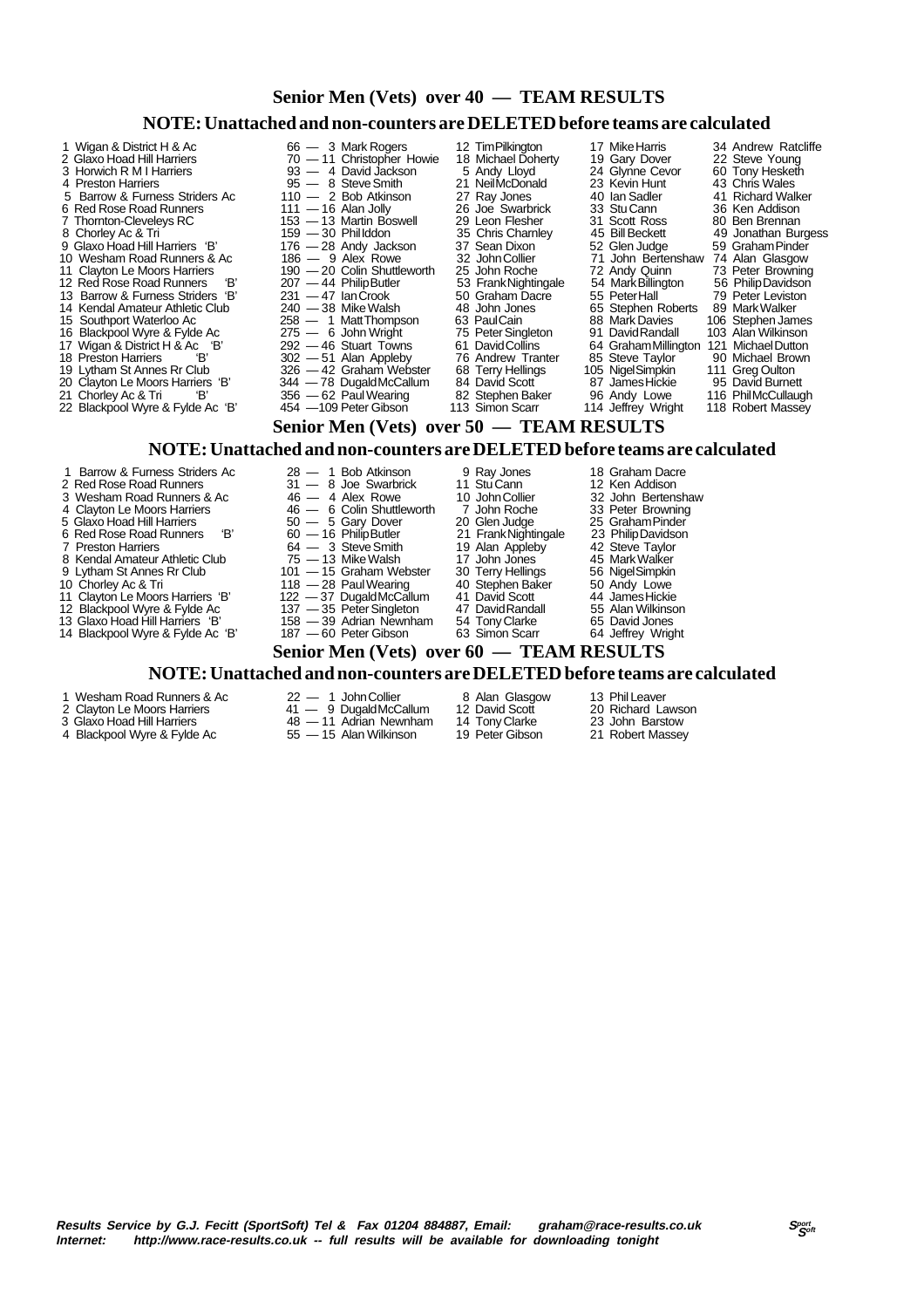## Senior Men (Vets) over 40 — TEAM RESULTS

### NOTE: Unattached and non-counters are DELETED before teams are calculated

| | | | | | |
|---|---|---|---|---|---|
| 1 Wigan & District H & Ac | 66 — 3 Mark Rogers | 12 Tim Pilkington | 17 Mike Harris | 34 Andrew Ratcliffe |
| 2 Glaxo Hoad Hill Harriers | 70 — 11 Christopher Howie | 18 Michael Doherty | 19 Gary Dover | 22 Steve Young |
| 3 Horwich R M I Harriers | 93 — 4 David Jackson | 5 Andy Lloyd | 24 Glynne Cevor | 60 Tony Hesketh |
| 4 Preston Harriers | 95 — 8 Steve Smith | 21 Neil McDonald | 23 Kevin Hunt | 43 Chris Wales |
| 5 Barrow & Furness Striders Ac | 110 — 2 Bob Atkinson | 27 Ray Jones | 40 Ian Sadler | 41 Richard Walker |
| 6 Red Rose Road Runners | 111 — 16 Alan Jolly | 26 Joe Swarbrick | 33 Stu Cann | 36 Ken Addison |
| 7 Thornton-Cleveleys RC | 153 — 13 Martin Boswell | 29 Leon Flesher | 31 Scott Ross | 80 Ben Brennan |
| 8 Chorley Ac & Tri | 159 — 30 Phil Iddon | 35 Chris Charnley | 45 Bill Beckett | 49 Jonathan Burgess |
| 9 Glaxo Hoad Hill Harriers 'B' | 176 — 28 Andy Jackson | 37 Sean Dixon | 52 Glen Judge | 59 Graham Pinder |
| 10 Wesham Road Runners & Ac | 186 — 9 Alex Rowe | 32 John Collier | 71 John Bertenshaw | 74 Alan Glasgow |
| 11 Clayton Le Moors Harriers | 190 — 20 Colin Shuttleworth | 25 John Roche | 72 Andy Quinn | 73 Peter Browning |
| 12 Red Rose Road Runners 'B' | 207 — 44 Philip Butler | 53 Frank Nightingale | 54 Mark Billington | 56 Philip Davidson |
| 13 Barrow & Furness Striders 'B' | 231 — 47 Ian Crook | 50 Graham Dacre | 55 Peter Hall | 79 Peter Leviston |
| 14 Kendal Amateur Athletic Club | 240 — 38 Mike Walsh | 48 John Jones | 65 Stephen Roberts | 89 Mark Walker |
| 15 Southport Waterloo Ac | 258 — 1 Matt Thompson | 63 Paul Cain | 88 Mark Davies | 106 Stephen James |
| 16 Blackpool Wyre & Fylde Ac | 275 — 6 John Wright | 75 Peter Singleton | 91 David Randall | 103 Alan Wilkinson |
| 17 Wigan & District H & Ac 'B' | 292 — 46 Stuart Towns | 61 David Collins | 64 Graham Millington | 121 Michael Dutton |
| 18 Preston Harriers 'B' | 302 — 51 Alan Appleby | 76 Andrew Tranter | 85 Steve Taylor | 90 Michael Brown |
| 19 Lytham St Annes Rr Club | 326 — 42 Graham Webster | 68 Terry Hellings | 105 Nigel Simpkin | 111 Greg Oulton |
| 20 Clayton Le Moors Harriers 'B' | 344 — 78 Dugald McCallum | 84 David Scott | 87 James Hickie | 95 David Burnett |
| 21 Chorley Ac & Tri 'B' | 356 — 62 Paul Wearing | 82 Stephen Baker | 96 Andy Lowe | 116 Phil McCullaugh |
| 22 Blackpool Wyre & Fylde Ac 'B' | 454 — 109 Peter Gibson | 113 Simon Scarr | 114 Jeffrey Wright | 118 Robert Massey |

## Senior Men (Vets) over 50 — TEAM RESULTS

### NOTE: Unattached and non-counters are DELETED before teams are calculated

| | | | |
|---|---|---|---|
| 1 Barrow & Furness Striders Ac | 28 — 1 Bob Atkinson | 9 Ray Jones | 18 Graham Dacre |
| 2 Red Rose Road Runners | 31 — 8 Joe Swarbrick | 11 Stu Cann | 12 Ken Addison |
| 3 Wesham Road Runners & Ac | 46 — 4 Alex Rowe | 10 John Collier | 32 John Bertenshaw |
| 4 Clayton Le Moors Harriers | 46 — 6 Colin Shuttleworth | 7 John Roche | 33 Peter Browning |
| 5 Glaxo Hoad Hill Harriers | 50 — 5 Gary Dover | 20 Glen Judge | 25 Graham Pinder |
| 6 Red Rose Road Runners 'B' | 60 — 16 Philip Butler | 21 Frank Nightingale | 23 Philip Davidson |
| 7 Preston Harriers | 64 — 3 Steve Smith | 19 Alan Appleby | 42 Steve Taylor |
| 8 Kendal Amateur Athletic Club | 75 — 13 Mike Walsh | 17 John Jones | 45 Mark Walker |
| 9 Lytham St Annes Rr Club | 101 — 15 Graham Webster | 30 Terry Hellings | 56 Nigel Simpkin |
| 10 Chorley Ac & Tri | 118 — 28 Paul Wearing | 40 Stephen Baker | 50 Andy Lowe |
| 11 Clayton Le Moors Harriers 'B' | 122 — 37 Dugald McCallum | 41 David Scott | 44 James Hickie |
| 12 Blackpool Wyre & Fylde Ac | 137 — 35 Peter Singleton | 47 David Randall | 55 Alan Wilkinson |
| 13 Glaxo Hoad Hill Harriers 'B' | 158 — 39 Adrian Newnham | 54 Tony Clarke | 65 David Jones |
| 14 Blackpool Wyre & Fylde Ac 'B' | 187 — 60 Peter Gibson | 63 Simon Scarr | 64 Jeffrey Wright |

## Senior Men (Vets) over 60 — TEAM RESULTS

### NOTE: Unattached and non-counters are DELETED before teams are calculated

| | | | |
|---|---|---|---|
| 1 Wesham Road Runners & Ac | 22 — 1 John Collier | 8 Alan Glasgow | 13 Phil Leaver |
| 2 Clayton Le Moors Harriers | 41 — 9 Dugald McCallum | 12 David Scott | 20 Richard Lawson |
| 3 Glaxo Hoad Hill Harriers | 48 — 11 Adrian Newnham | 14 Tony Clarke | 23 John Barstow |
| 4 Blackpool Wyre & Fylde Ac | 55 — 15 Alan Wilkinson | 19 Peter Gibson | 21 Robert Massey |

***Results Service by G.J. Fecitt (SportSoft) Tel & Fax 01204 884887, Email: graham@race-results.co.uk***
***Internet: http://www.race-results.co.uk -- full results will be available for downloading tonight***